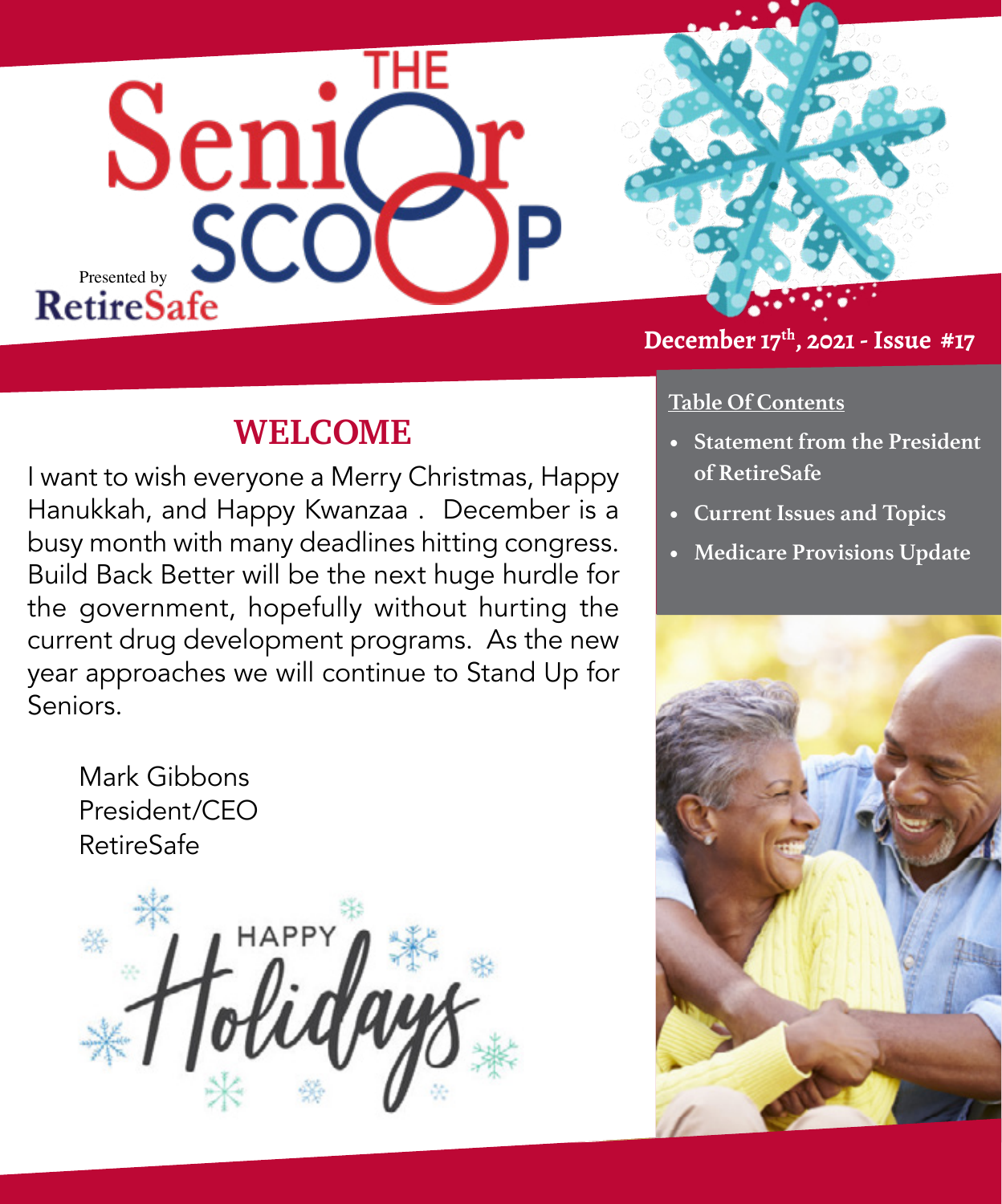# THE Senior SCOOP

Presented by RetireSafe

**December 17th, 2021 - Issue #17**

**Table Of Contents**

- **Statement from the President of RetireSafe**
- **Current Issues and Topics**
- **Medicare Provisions Update**

## WELCOME

I want to wish everyone a Merry Christmas, Happy Hanukkah, and Happy Kwanzaa . December is a busy month with many deadlines hitting congress. Build Back Better will be the next huge hurdle for the government, hopefully without hurting the current drug development programs. As the new year approaches we will continue to Stand Up for Seniors.

Mark Gibbons
President/CEO
RetireSafe

HAPPY Holidays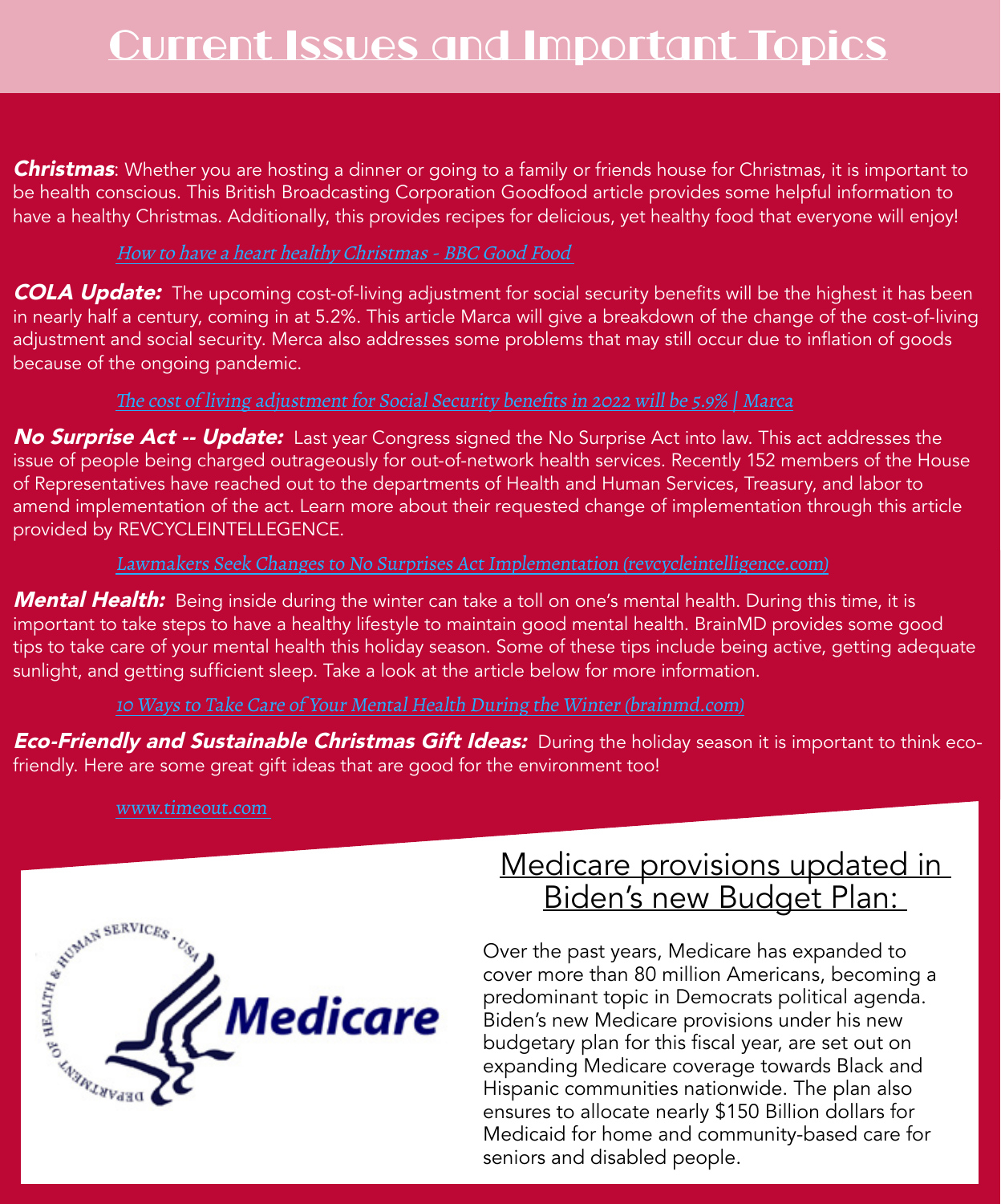# Current Issues and Important Topics

***Christmas***: Whether you are hosting a dinner or going to a family or friends house for Christmas, it is important to be health conscious. This British Broadcasting Corporation Goodfood article provides some helpful information to have a healthy Christmas. Additionally, this provides recipes for delicious, yet healthy food that everyone will enjoy!

*How to have a heart healthy Christmas - BBC Good Food*

***COLA Update:*** The upcoming cost-of-living adjustment for social security benefits will be the highest it has been in nearly half a century, coming in at 5.2%. This article Marca will give a breakdown of the change of the cost-of-living adjustment and social security. Merca also addresses some problems that may still occur due to inflation of goods because of the ongoing pandemic.

*The cost of living adjustment for Social Security benefits in 2022 will be 5.9% | Marca*

***No Surprise Act -- Update:*** Last year Congress signed the No Surprise Act into law. This act addresses the issue of people being charged outrageously for out-of-network health services. Recently 152 members of the House of Representatives have reached out to the departments of Health and Human Services, Treasury, and labor to amend implementation of the act. Learn more about their requested change of implementation through this article provided by REVCYCLEINTELLEGENCE.

*Lawmakers Seek Changes to No Surprises Act Implementation (revcycleintelligence.com)*

***Mental Health:*** Being inside during the winter can take a toll on one's mental health. During this time, it is important to take steps to have a healthy lifestyle to maintain good mental health. BrainMD provides some good tips to take care of your mental health this holiday season. Some of these tips include being active, getting adequate sunlight, and getting sufficient sleep. Take a look at the article below for more information.

*10 Ways to Take Care of Your Mental Health During the Winter (brainmd.com)*

***Eco-Friendly and Sustainable Christmas Gift Ideas:*** During the holiday season it is important to think eco-friendly. Here are some great gift ideas that are good for the environment too!

*www.timeout.com*

## Medicare provisions updated in Biden's new Budget Plan:

Over the past years, Medicare has expanded to cover more than 80 million Americans, becoming a predominant topic in Democrats political agenda. Biden's new Medicare provisions under his new budgetary plan for this fiscal year, are set out on expanding Medicare coverage towards Black and Hispanic communities nationwide. The plan also ensures to allocate nearly $150 Billion dollars for Medicaid for home and community-based care for seniors and disabled people.